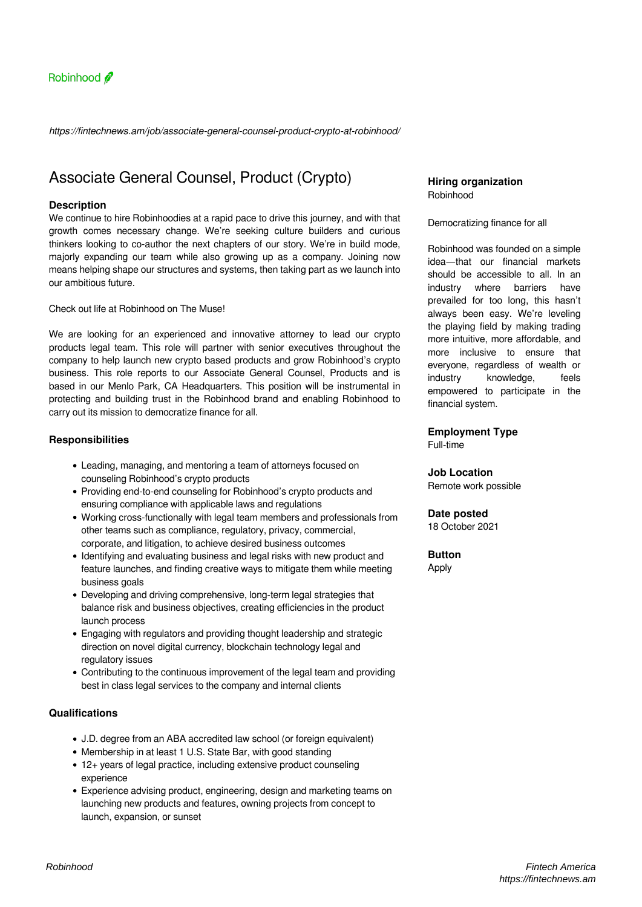Robinhood

*https://fintechnews.am/job/associate-general-counsel-product-crypto-at-robinhood/*

# Associate General Counsel, Product (Crypto)

### Description

We continue to hire Robinhoodies at a rapid pace to drive this journey, and with that growth comes necessary change. We're seeking culture builders and curious thinkers looking to co-author the next chapters of our story. We're in build mode, majorly expanding our team while also growing up as a company. Joining now means helping shape our structures and systems, then taking part as we launch into our ambitious future.

Check out life at Robinhood on The Muse!

We are looking for an experienced and innovative attorney to lead our crypto products legal team. This role will partner with senior executives throughout the company to help launch new crypto based products and grow Robinhood's crypto business. This role reports to our Associate General Counsel, Products and is based in our Menlo Park, CA Headquarters. This position will be instrumental in protecting and building trust in the Robinhood brand and enabling Robinhood to carry out its mission to democratize finance for all.

### Responsibilities

- Leading, managing, and mentoring a team of attorneys focused on counseling Robinhood's crypto products
- Providing end-to-end counseling for Robinhood's crypto products and ensuring compliance with applicable laws and regulations
- Working cross-functionally with legal team members and professionals from other teams such as compliance, regulatory, privacy, commercial, corporate, and litigation, to achieve desired business outcomes
- Identifying and evaluating business and legal risks with new product and feature launches, and finding creative ways to mitigate them while meeting business goals
- Developing and driving comprehensive, long-term legal strategies that balance risk and business objectives, creating efficiencies in the product launch process
- Engaging with regulators and providing thought leadership and strategic direction on novel digital currency, blockchain technology legal and regulatory issues
- Contributing to the continuous improvement of the legal team and providing best in class legal services to the company and internal clients

### Qualifications

- J.D. degree from an ABA accredited law school (or foreign equivalent)
- Membership in at least 1 U.S. State Bar, with good standing
- 12+ years of legal practice, including extensive product counseling experience
- Experience advising product, engineering, design and marketing teams on launching new products and features, owning projects from concept to launch, expansion, or sunset

### Hiring organization

Robinhood

Democratizing finance for all

Robinhood was founded on a simple idea—that our financial markets should be accessible to all. In an industry where barriers have prevailed for too long, this hasn't always been easy. We're leveling the playing field by making trading more intuitive, more affordable, and more inclusive to ensure that everyone, regardless of wealth or industry knowledge, feels empowered to participate in the financial system.

### Employment Type

Full-time

### Job Location

Remote work possible

### Date posted

18 October 2021

### Button

Apply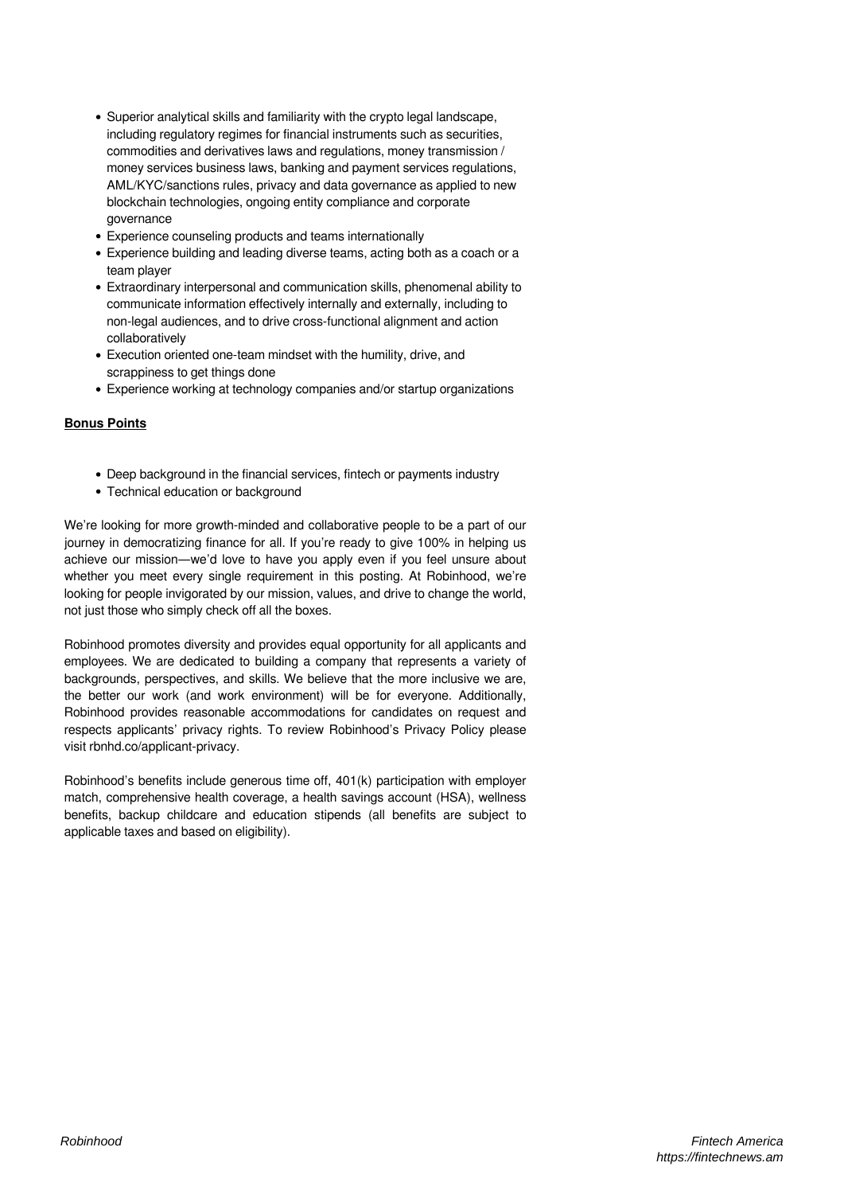- Superior analytical skills and familiarity with the crypto legal landscape, including regulatory regimes for financial instruments such as securities, commodities and derivatives laws and regulations, money transmission / money services business laws, banking and payment services regulations, AML/KYC/sanctions rules, privacy and data governance as applied to new blockchain technologies, ongoing entity compliance and corporate governance
- Experience counseling products and teams internationally
- Experience building and leading diverse teams, acting both as a coach or a team player
- Extraordinary interpersonal and communication skills, phenomenal ability to communicate information effectively internally and externally, including to non-legal audiences, and to drive cross-functional alignment and action collaboratively
- Execution oriented one-team mindset with the humility, drive, and scrappiness to get things done
- Experience working at technology companies and/or startup organizations

**Bonus Points**

- Deep background in the financial services, fintech or payments industry
- Technical education or background

We're looking for more growth-minded and collaborative people to be a part of our journey in democratizing finance for all. If you're ready to give 100% in helping us achieve our mission—we'd love to have you apply even if you feel unsure about whether you meet every single requirement in this posting. At Robinhood, we're looking for people invigorated by our mission, values, and drive to change the world, not just those who simply check off all the boxes.

Robinhood promotes diversity and provides equal opportunity for all applicants and employees. We are dedicated to building a company that represents a variety of backgrounds, perspectives, and skills. We believe that the more inclusive we are, the better our work (and work environment) will be for everyone. Additionally, Robinhood provides reasonable accommodations for candidates on request and respects applicants' privacy rights. To review Robinhood's Privacy Policy please visit rbnhd.co/applicant-privacy.

Robinhood's benefits include generous time off, 401(k) participation with employer match, comprehensive health coverage, a health savings account (HSA), wellness benefits, backup childcare and education stipends (all benefits are subject to applicable taxes and based on eligibility).